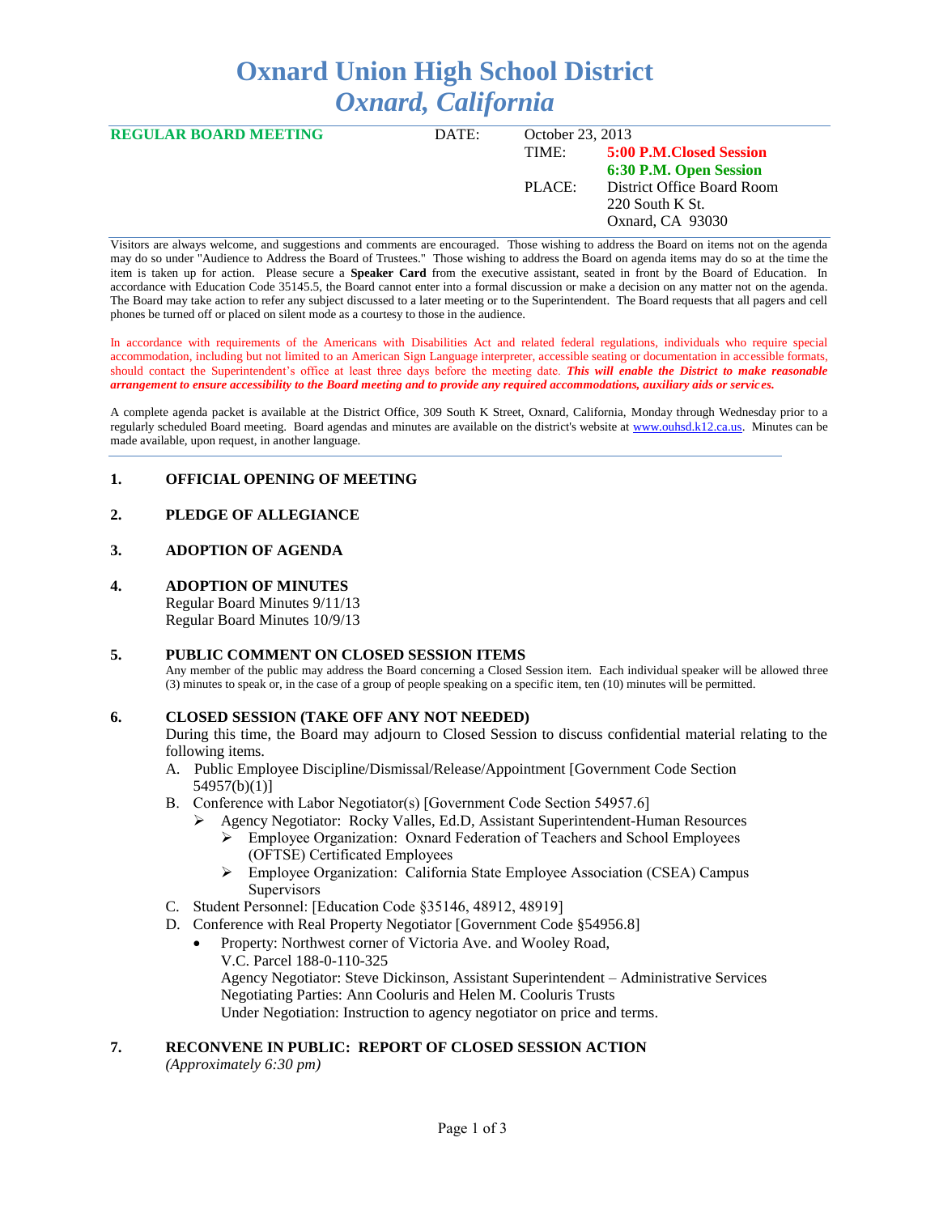# Oxnard Union High School District
## *Oxnard, California*

| **REGULAR BOARD MEETING** | DATE: | October 23, 2013 |
|---|---|---|
| | TIME: | **5:00 P.M.Closed Session** |
| | | **6:30 P.M. Open Session** |
| | PLACE: | District Office Board Room |
| | | 220 South K St. |
| | | Oxnard, CA 93030 |

Visitors are always welcome, and suggestions and comments are encouraged. Those wishing to address the Board on items not on the agenda may do so under "Audience to Address the Board of Trustees." Those wishing to address the Board on agenda items may do so at the time the item is taken up for action. Please secure a **Speaker Card** from the executive assistant, seated in front by the Board of Education. In accordance with Education Code 35145.5, the Board cannot enter into a formal discussion or make a decision on any matter not on the agenda. The Board may take action to refer any subject discussed to a later meeting or to the Superintendent. The Board requests that all pagers and cell phones be turned off or placed on silent mode as a courtesy to those in the audience.

In accordance with requirements of the Americans with Disabilities Act and related federal regulations, individuals who require special accommodation, including but not limited to an American Sign Language interpreter, accessible seating or documentation in accessible formats, should contact the Superintendent's office at least three days before the meeting date. ***This will enable the District to make reasonable arrangement to ensure accessibility to the Board meeting and to provide any required accommodations, auxiliary aids or services.***

A complete agenda packet is available at the District Office, 309 South K Street, Oxnard, California, Monday through Wednesday prior to a regularly scheduled Board meeting. Board agendas and minutes are available on the district's website at www.ouhsd.k12.ca.us. Minutes can be made available, upon request, in another language.

**1. OFFICIAL OPENING OF MEETING**

**2. PLEDGE OF ALLEGIANCE**

**3. ADOPTION OF AGENDA**

**4. ADOPTION OF MINUTES**

Regular Board Minutes 9/11/13
Regular Board Minutes 10/9/13

**5. PUBLIC COMMENT ON CLOSED SESSION ITEMS**

Any member of the public may address the Board concerning a Closed Session item. Each individual speaker will be allowed three (3) minutes to speak or, in the case of a group of people speaking on a specific item, ten (10) minutes will be permitted.

**6. CLOSED SESSION (TAKE OFF ANY NOT NEEDED)**

During this time, the Board may adjourn to Closed Session to discuss confidential material relating to the following items.

A. Public Employee Discipline/Dismissal/Release/Appointment [Government Code Section 54957(b)(1)]

B. Conference with Labor Negotiator(s) [Government Code Section 54957.6]
- Agency Negotiator: Rocky Valles, Ed.D, Assistant Superintendent-Human Resources
  - Employee Organization: Oxnard Federation of Teachers and School Employees (OFTSE) Certificated Employees
  - Employee Organization: California State Employee Association (CSEA) Campus Supervisors

C. Student Personnel: [Education Code §35146, 48912, 48919]

D. Conference with Real Property Negotiator [Government Code §54956.8]
- Property: Northwest corner of Victoria Ave. and Wooley Road,
  V.C. Parcel 188-0-110-325
  Agency Negotiator: Steve Dickinson, Assistant Superintendent – Administrative Services
  Negotiating Parties: Ann Cooluris and Helen M. Cooluris Trusts
  Under Negotiation: Instruction to agency negotiator on price and terms.

**7. RECONVENE IN PUBLIC: REPORT OF CLOSED SESSION ACTION**

*(Approximately 6:30 pm)*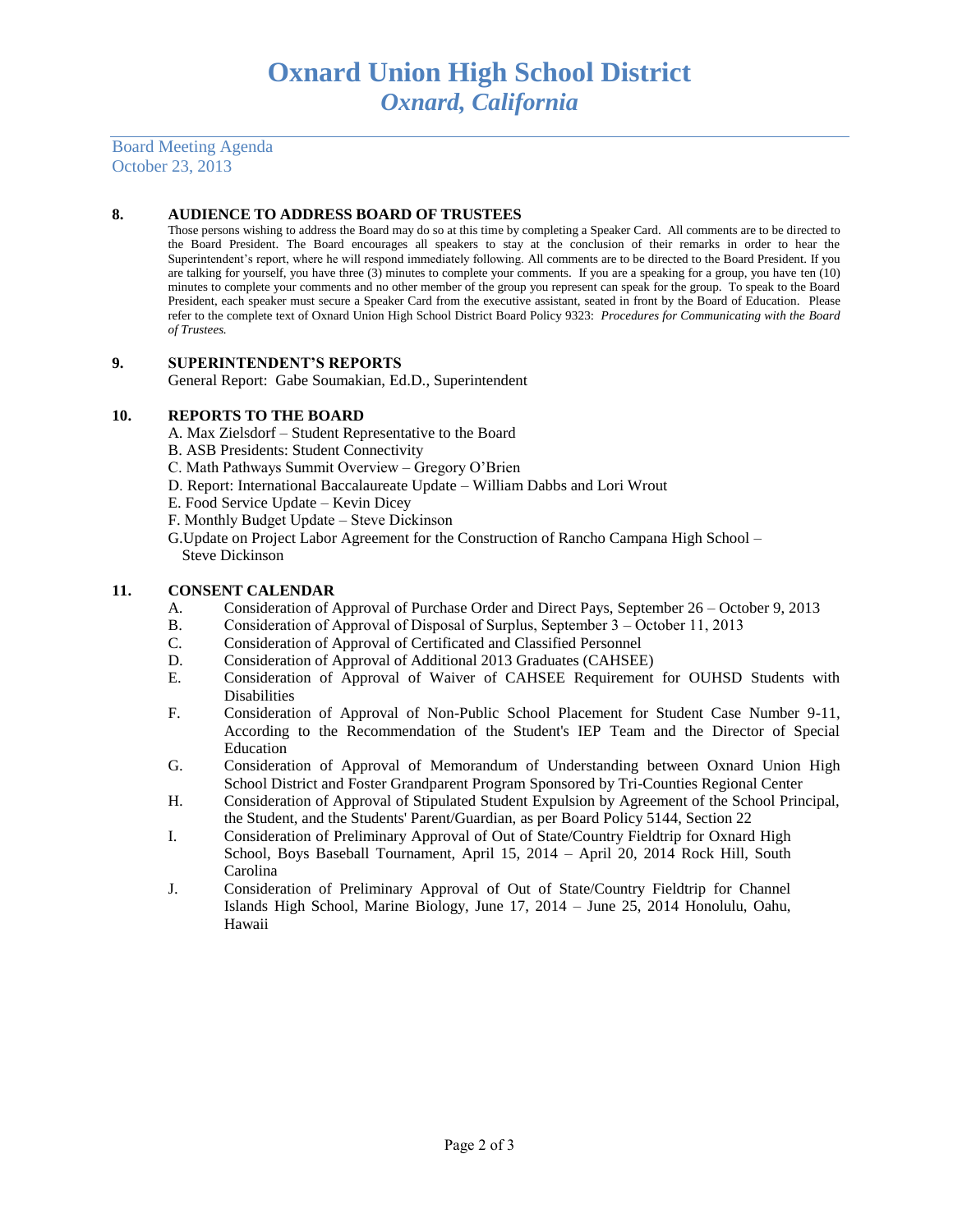# Oxnard Union High School District
## *Oxnard, California*

Board Meeting Agenda
October 23, 2013

**8. AUDIENCE TO ADDRESS BOARD OF TRUSTEES**

Those persons wishing to address the Board may do so at this time by completing a Speaker Card. All comments are to be directed to the Board President. The Board encourages all speakers to stay at the conclusion of their remarks in order to hear the Superintendent's report, where he will respond immediately following. All comments are to be directed to the Board President. If you are talking for yourself, you have three (3) minutes to complete your comments. If you are a speaking for a group, you have ten (10) minutes to complete your comments and no other member of the group you represent can speak for the group. To speak to the Board President, each speaker must secure a Speaker Card from the executive assistant, seated in front by the Board of Education. Please refer to the complete text of Oxnard Union High School District Board Policy 9323: *Procedures for Communicating with the Board of Trustees.*

**9. SUPERINTENDENT'S REPORTS**

General Report: Gabe Soumakian, Ed.D., Superintendent

**10. REPORTS TO THE BOARD**

A. Max Zielsdorf – Student Representative to the Board
B. ASB Presidents: Student Connectivity
C. Math Pathways Summit Overview – Gregory O'Brien
D. Report: International Baccalaureate Update – William Dabbs and Lori Wrout
E. Food Service Update – Kevin Dicey
F. Monthly Budget Update – Steve Dickinson
G. Update on Project Labor Agreement for the Construction of Rancho Campana High School – Steve Dickinson

**11. CONSENT CALENDAR**

A. Consideration of Approval of Purchase Order and Direct Pays, September 26 – October 9, 2013
B. Consideration of Approval of Disposal of Surplus, September 3 – October 11, 2013
C. Consideration of Approval of Certificated and Classified Personnel
D. Consideration of Approval of Additional 2013 Graduates (CAHSEE)
E. Consideration of Approval of Waiver of CAHSEE Requirement for OUHSD Students with Disabilities
F. Consideration of Approval of Non-Public School Placement for Student Case Number 9-11, According to the Recommendation of the Student's IEP Team and the Director of Special Education
G. Consideration of Approval of Memorandum of Understanding between Oxnard Union High School District and Foster Grandparent Program Sponsored by Tri-Counties Regional Center
H. Consideration of Approval of Stipulated Student Expulsion by Agreement of the School Principal, the Student, and the Students' Parent/Guardian, as per Board Policy 5144, Section 22
I. Consideration of Preliminary Approval of Out of State/Country Fieldtrip for Oxnard High School, Boys Baseball Tournament, April 15, 2014 – April 20, 2014 Rock Hill, South Carolina
J. Consideration of Preliminary Approval of Out of State/Country Fieldtrip for Channel Islands High School, Marine Biology, June 17, 2014 – June 25, 2014 Honolulu, Oahu, Hawaii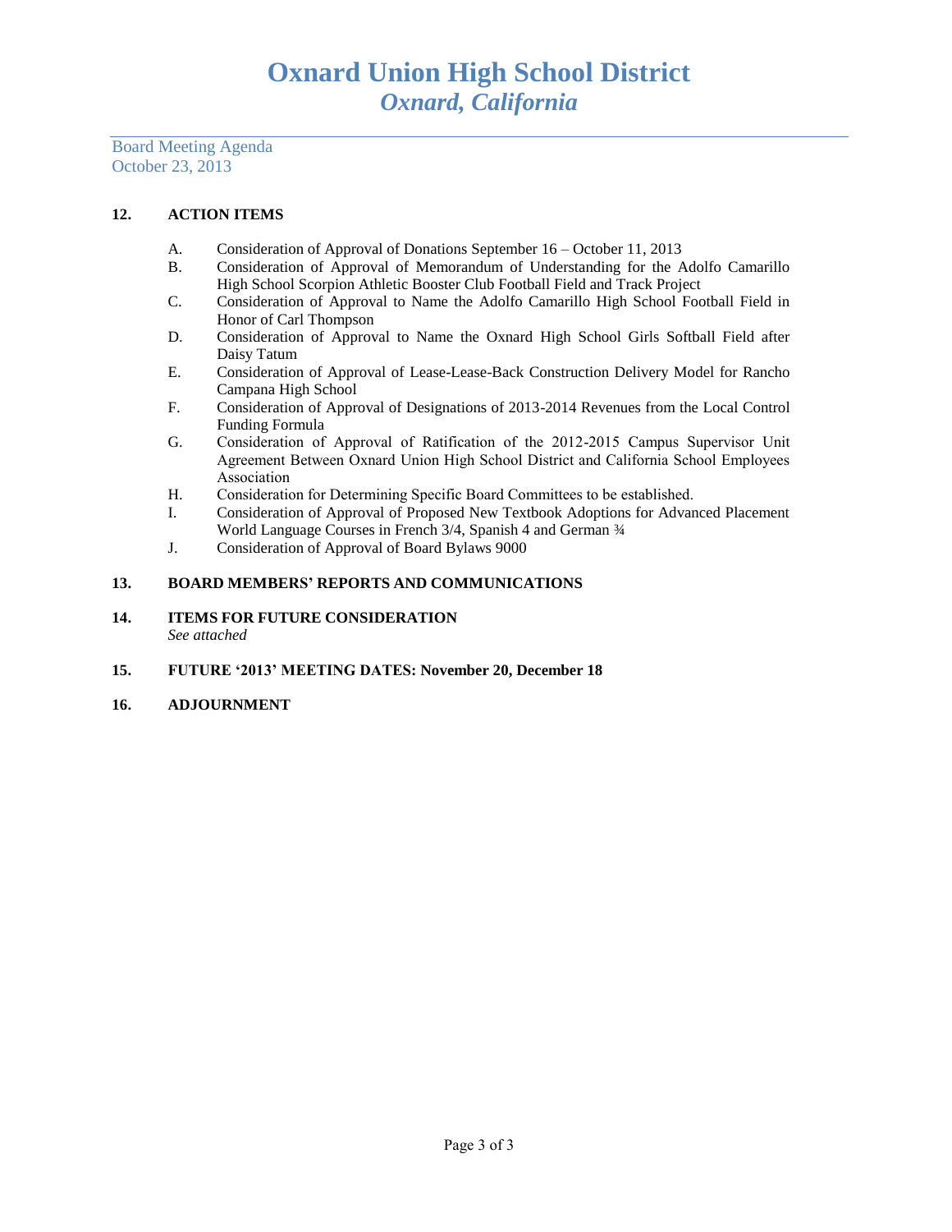# Oxnard Union High School District
## *Oxnard, California*

Board Meeting Agenda
October 23, 2013

**12. ACTION ITEMS**

A. Consideration of Approval of Donations September 16 – October 11, 2013
B. Consideration of Approval of Memorandum of Understanding for the Adolfo Camarillo High School Scorpion Athletic Booster Club Football Field and Track Project
C. Consideration of Approval to Name the Adolfo Camarillo High School Football Field in Honor of Carl Thompson
D. Consideration of Approval to Name the Oxnard High School Girls Softball Field after Daisy Tatum
E. Consideration of Approval of Lease-Lease-Back Construction Delivery Model for Rancho Campana High School
F. Consideration of Approval of Designations of 2013-2014 Revenues from the Local Control Funding Formula
G. Consideration of Approval of Ratification of the 2012-2015 Campus Supervisor Unit Agreement Between Oxnard Union High School District and California School Employees Association
H. Consideration for Determining Specific Board Committees to be established.
I. Consideration of Approval of Proposed New Textbook Adoptions for Advanced Placement World Language Courses in French 3/4, Spanish 4 and German ¾
J. Consideration of Approval of Board Bylaws 9000

**13. BOARD MEMBERS' REPORTS AND COMMUNICATIONS**

**14. ITEMS FOR FUTURE CONSIDERATION**
*See attached*

**15. FUTURE '2013' MEETING DATES: November 20, December 18**

**16. ADJOURNMENT**